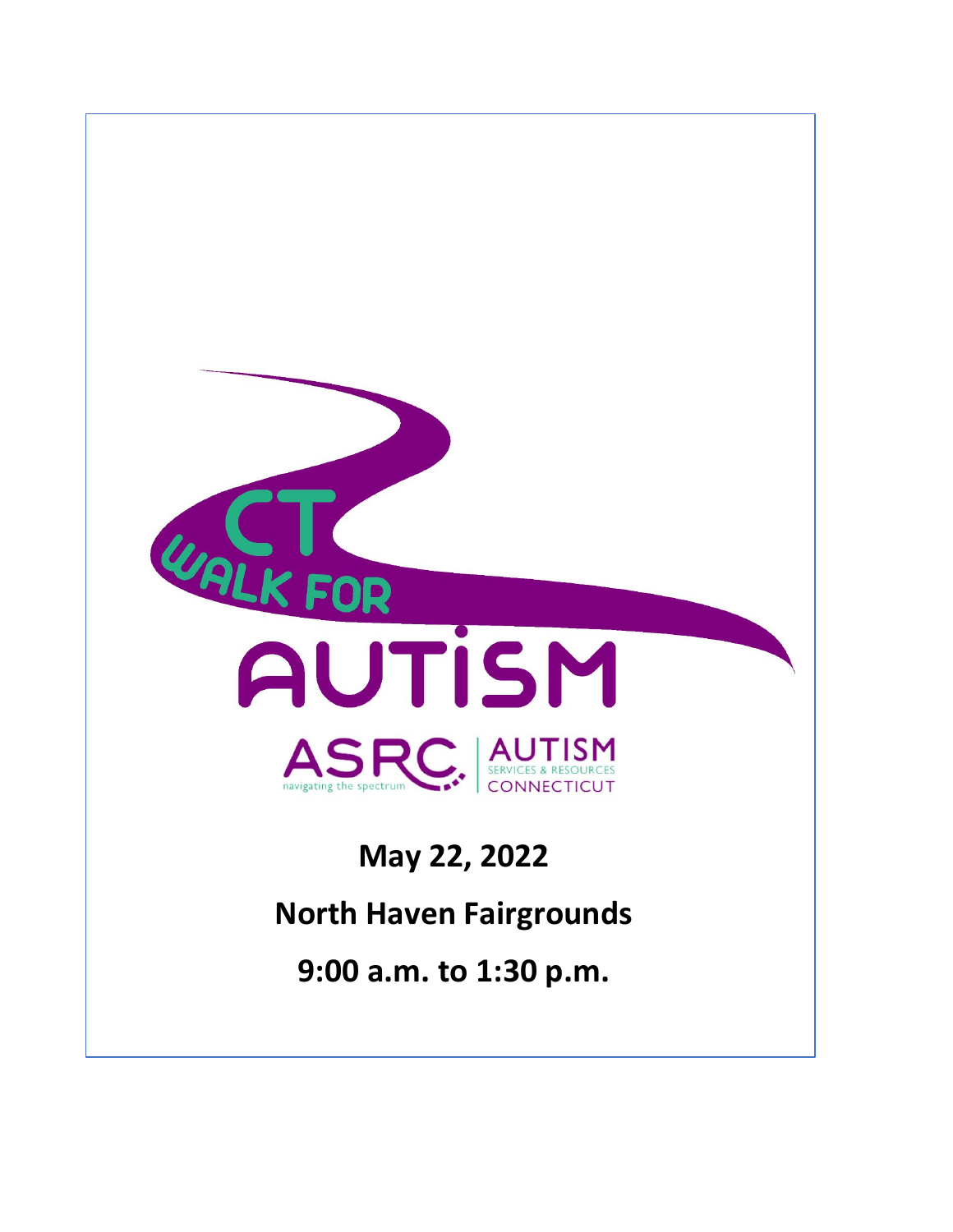# CT WALK FOR AUTISM

ASRC navigating the spectrum | AUTISM SERVICES & RESOURCES CONNECTICUT

**May 22, 2022**

**North Haven Fairgrounds**

**9:00 a.m. to 1:30 p.m.**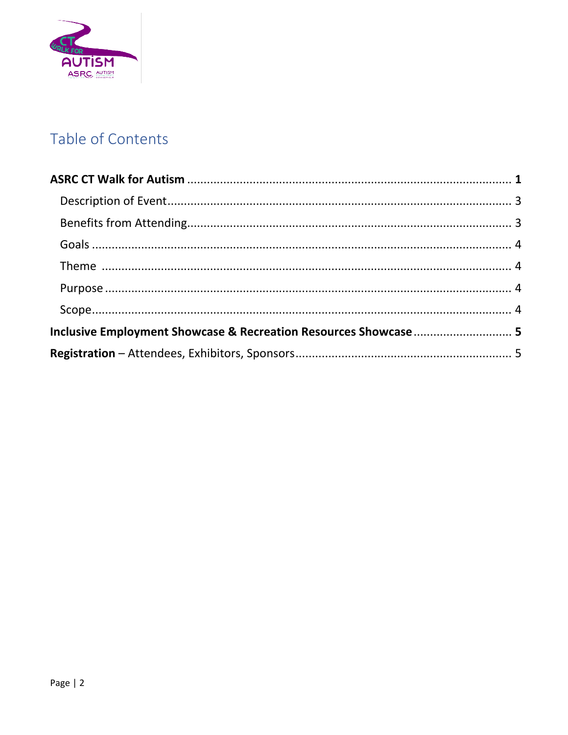# Table of Contents

**ASRC CT Walk for Autism** ................................................................................................ **1**

- Description of Event.................................................................................................... 3
- Benefits from Attending............................................................................................... 3
- Goals ............................................................................................................................ 4
- Theme .......................................................................................................................... 4
- Purpose ........................................................................................................................ 4
- Scope............................................................................................................................. 4

**Inclusive Employment Showcase & Recreation Resources Showcase** ............................ **5**

**Registration** – Attendees, Exhibitors, Sponsors................................................................ 5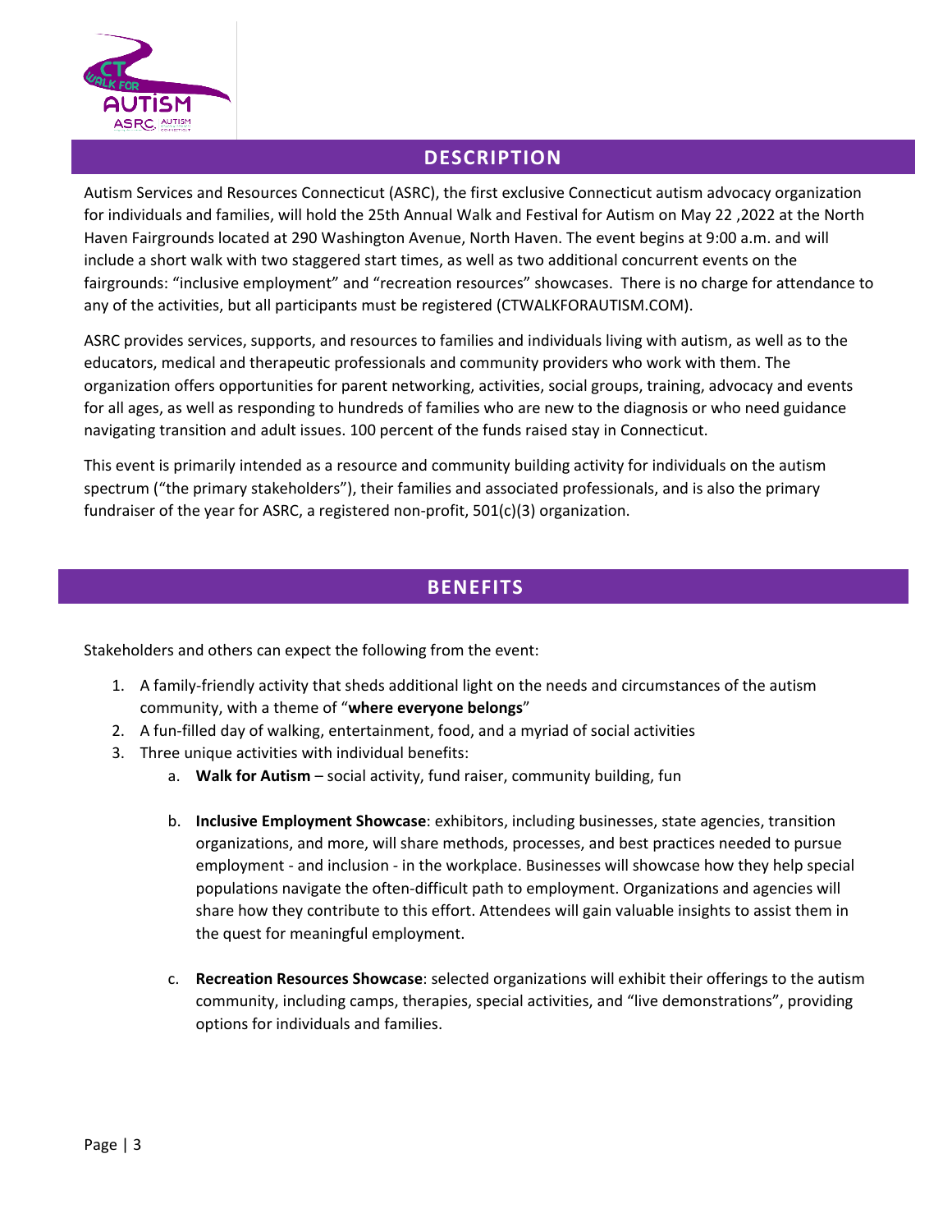## DESCRIPTION

Autism Services and Resources Connecticut (ASRC), the first exclusive Connecticut autism advocacy organization for individuals and families, will hold the 25th Annual Walk and Festival for Autism on May 22 ,2022 at the North Haven Fairgrounds located at 290 Washington Avenue, North Haven. The event begins at 9:00 a.m. and will include a short walk with two staggered start times, as well as two additional concurrent events on the fairgrounds: "inclusive employment" and "recreation resources" showcases. There is no charge for attendance to any of the activities, but all participants must be registered (CTWALKFORAUTISM.COM).

ASRC provides services, supports, and resources to families and individuals living with autism, as well as to the educators, medical and therapeutic professionals and community providers who work with them. The organization offers opportunities for parent networking, activities, social groups, training, advocacy and events for all ages, as well as responding to hundreds of families who are new to the diagnosis or who need guidance navigating transition and adult issues. 100 percent of the funds raised stay in Connecticut.

This event is primarily intended as a resource and community building activity for individuals on the autism spectrum ("the primary stakeholders"), their families and associated professionals, and is also the primary fundraiser of the year for ASRC, a registered non-profit, 501(c)(3) organization.

## BENEFITS

Stakeholders and others can expect the following from the event:

1. A family-friendly activity that sheds additional light on the needs and circumstances of the autism community, with a theme of "**where everyone belongs**"
2. A fun-filled day of walking, entertainment, food, and a myriad of social activities
3. Three unique activities with individual benefits:
   a. **Walk for Autism** – social activity, fund raiser, community building, fun

   b. **Inclusive Employment Showcase**: exhibitors, including businesses, state agencies, transition organizations, and more, will share methods, processes, and best practices needed to pursue employment - and inclusion - in the workplace. Businesses will showcase how they help special populations navigate the often-difficult path to employment. Organizations and agencies will share how they contribute to this effort. Attendees will gain valuable insights to assist them in the quest for meaningful employment.

   c. **Recreation Resources Showcase**: selected organizations will exhibit their offerings to the autism community, including camps, therapies, special activities, and "live demonstrations", providing options for individuals and families.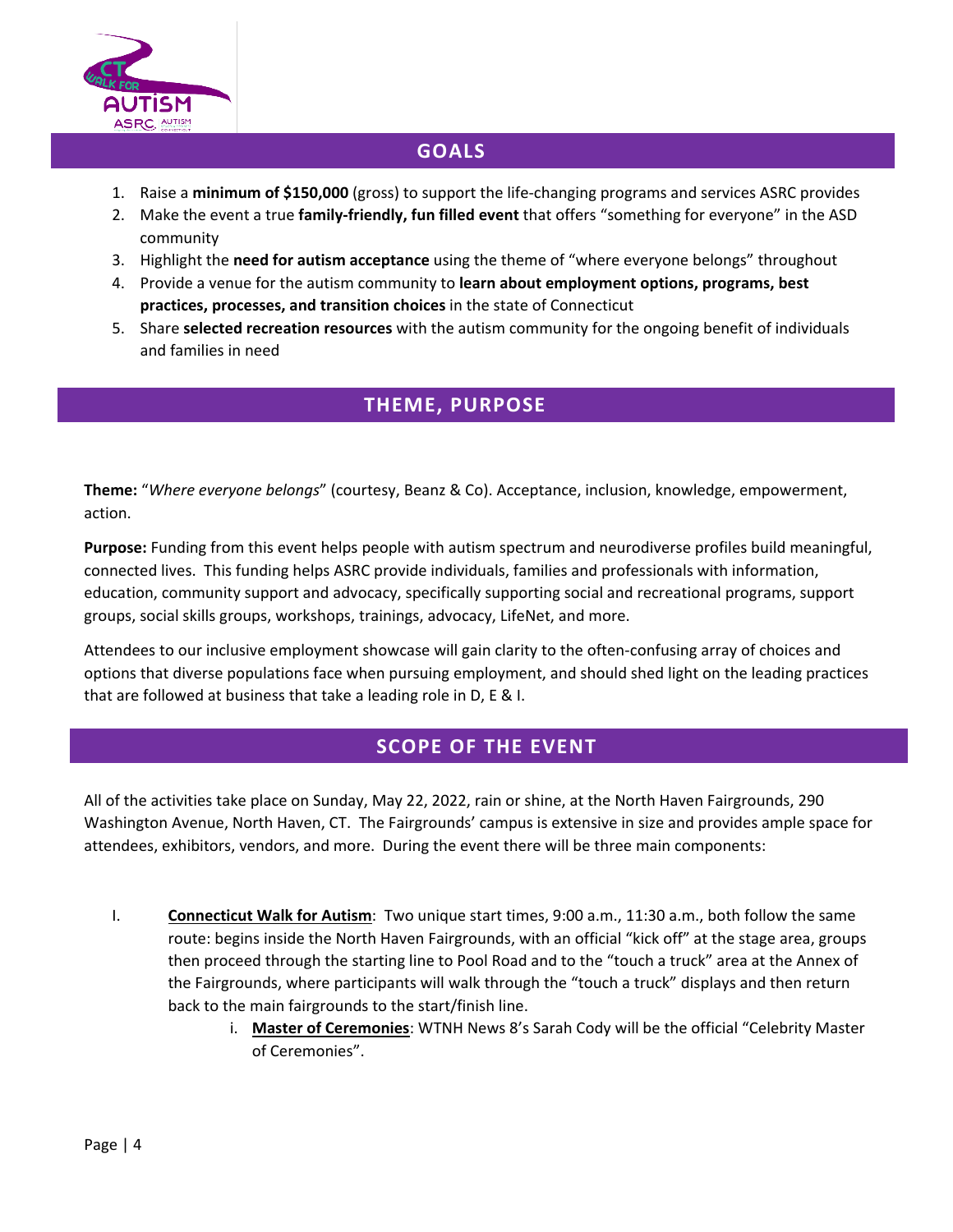## GOALS

1. Raise a **minimum of $150,000** (gross) to support the life-changing programs and services ASRC provides
2. Make the event a true **family-friendly, fun filled event** that offers "something for everyone" in the ASD community
3. Highlight the **need for autism acceptance** using the theme of "where everyone belongs" throughout
4. Provide a venue for the autism community to **learn about employment options, programs, best practices, processes, and transition choices** in the state of Connecticut
5. Share **selected recreation resources** with the autism community for the ongoing benefit of individuals and families in need

## THEME, PURPOSE

**Theme:** "*Where everyone belongs*" (courtesy, Beanz & Co). Acceptance, inclusion, knowledge, empowerment, action.

**Purpose:** Funding from this event helps people with autism spectrum and neurodiverse profiles build meaningful, connected lives. This funding helps ASRC provide individuals, families and professionals with information, education, community support and advocacy, specifically supporting social and recreational programs, support groups, social skills groups, workshops, trainings, advocacy, LifeNet, and more.

Attendees to our inclusive employment showcase will gain clarity to the often-confusing array of choices and options that diverse populations face when pursuing employment, and should shed light on the leading practices that are followed at business that take a leading role in D, E & I.

## SCOPE OF THE EVENT

All of the activities take place on Sunday, May 22, 2022, rain or shine, at the North Haven Fairgrounds, 290 Washington Avenue, North Haven, CT. The Fairgrounds' campus is extensive in size and provides ample space for attendees, exhibitors, vendors, and more. During the event there will be three main components:

I. **Connecticut Walk for Autism**: Two unique start times, 9:00 a.m., 11:30 a.m., both follow the same route: begins inside the North Haven Fairgrounds, with an official "kick off" at the stage area, groups then proceed through the starting line to Pool Road and to the "touch a truck" area at the Annex of the Fairgrounds, where participants will walk through the "touch a truck" displays and then return back to the main fairgrounds to the start/finish line.
   i. **Master of Ceremonies**: WTNH News 8's Sarah Cody will be the official "Celebrity Master of Ceremonies".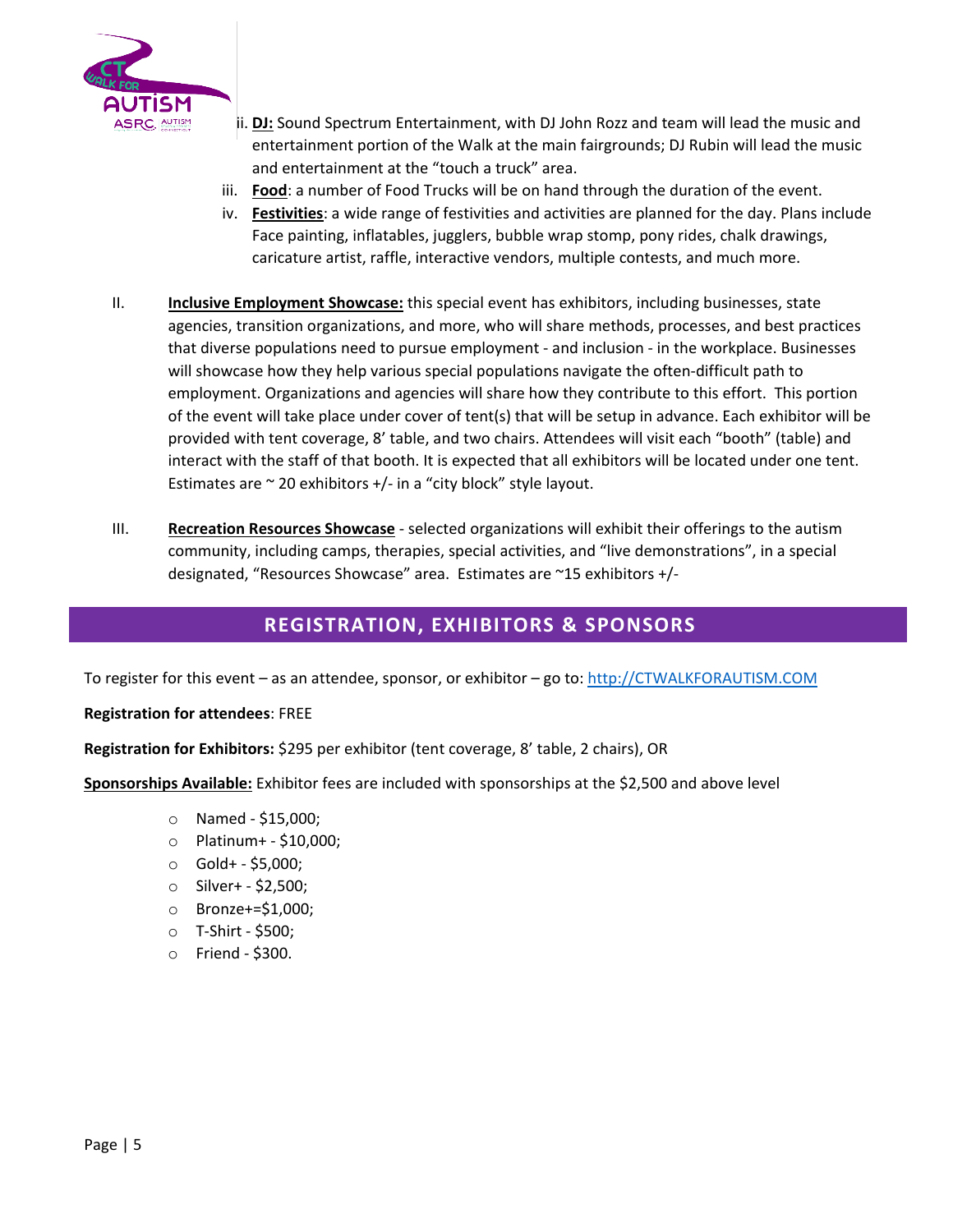ii. **DJ:** Sound Spectrum Entertainment, with DJ John Rozz and team will lead the music and entertainment portion of the Walk at the main fairgrounds; DJ Rubin will lead the music and entertainment at the "touch a truck" area.

iii. **Food**: a number of Food Trucks will be on hand through the duration of the event.

iv. **Festivities**: a wide range of festivities and activities are planned for the day. Plans include Face painting, inflatables, jugglers, bubble wrap stomp, pony rides, chalk drawings, caricature artist, raffle, interactive vendors, multiple contests, and much more.

II. **Inclusive Employment Showcase:** this special event has exhibitors, including businesses, state agencies, transition organizations, and more, who will share methods, processes, and best practices that diverse populations need to pursue employment - and inclusion - in the workplace. Businesses will showcase how they help various special populations navigate the often-difficult path to employment. Organizations and agencies will share how they contribute to this effort. This portion of the event will take place under cover of tent(s) that will be setup in advance. Each exhibitor will be provided with tent coverage, 8' table, and two chairs. Attendees will visit each "booth" (table) and interact with the staff of that booth. It is expected that all exhibitors will be located under one tent. Estimates are ~ 20 exhibitors +/- in a "city block" style layout.

III. **Recreation Resources Showcase** - selected organizations will exhibit their offerings to the autism community, including camps, therapies, special activities, and "live demonstrations", in a special designated, "Resources Showcase" area. Estimates are ~15 exhibitors +/-

## REGISTRATION, EXHIBITORS & SPONSORS

To register for this event – as an attendee, sponsor, or exhibitor – go to: [http://CTWALKFORAUTISM.COM](http://CTWALKFORAUTISM.COM)

**Registration for attendees**: FREE

**Registration for Exhibitors:** $295 per exhibitor (tent coverage, 8' table, 2 chairs), OR

**Sponsorships Available:** Exhibitor fees are included with sponsorships at the $2,500 and above level

- Named - $15,000;
- Platinum+ - $10,000;
- Gold+ - $5,000;
- Silver+ - $2,500;
- Bronze+=$1,000;
- T-Shirt - $500;
- Friend - $300.